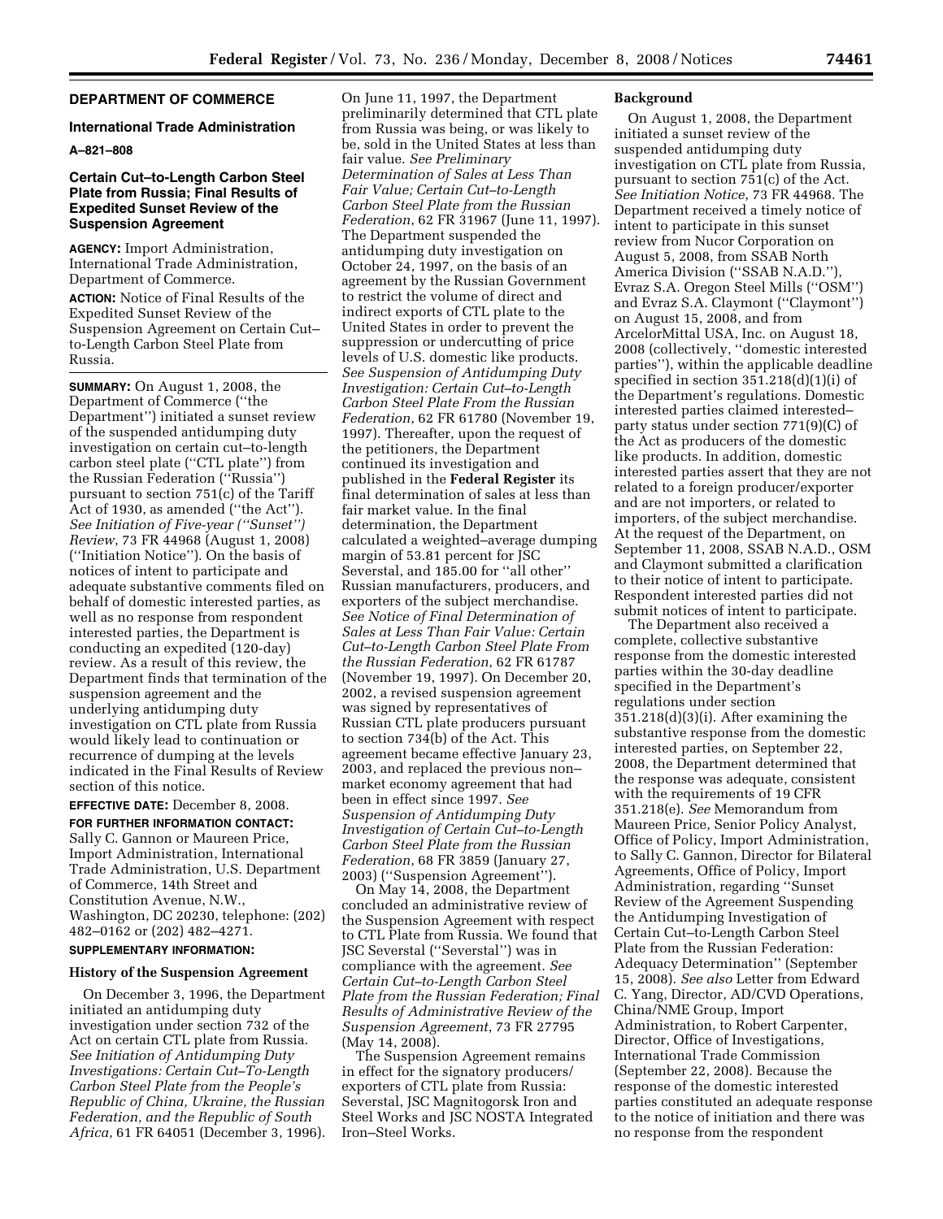## DEPARTMENT OF COMMERCE

### International Trade Administration

**A–821–808**

### Certain Cut–to-Length Carbon Steel Plate from Russia; Final Results of Expedited Sunset Review of the Suspension Agreement

**AGENCY:** Import Administration, International Trade Administration, Department of Commerce.

**ACTION:** Notice of Final Results of the Expedited Sunset Review of the Suspension Agreement on Certain Cut–to-Length Carbon Steel Plate from Russia.

**SUMMARY:** On August 1, 2008, the Department of Commerce (''the Department'') initiated a sunset review of the suspended antidumping duty investigation on certain cut–to-length carbon steel plate (''CTL plate'') from the Russian Federation (''Russia'') pursuant to section 751(c) of the Tariff Act of 1930, as amended (''the Act''). *See Initiation of Five-year (''Sunset'') Review*, 73 FR 44968 (August 1, 2008) (''Initiation Notice''). On the basis of notices of intent to participate and adequate substantive comments filed on behalf of domestic interested parties, as well as no response from respondent interested parties, the Department is conducting an expedited (120-day) review. As a result of this review, the Department finds that termination of the suspension agreement and the underlying antidumping duty investigation on CTL plate from Russia would likely lead to continuation or recurrence of dumping at the levels indicated in the Final Results of Review section of this notice.

**EFFECTIVE DATE:** December 8, 2008.

**FOR FURTHER INFORMATION CONTACT:** Sally C. Gannon or Maureen Price, Import Administration, International Trade Administration, U.S. Department of Commerce, 14th Street and Constitution Avenue, N.W., Washington, DC 20230, telephone: (202) 482–0162 or (202) 482–4271.

**SUPPLEMENTARY INFORMATION:**

### History of the Suspension Agreement

On December 3, 1996, the Department initiated an antidumping duty investigation under section 732 of the Act on certain CTL plate from Russia. *See Initiation of Antidumping Duty Investigations: Certain Cut–To-Length Carbon Steel Plate from the People's Republic of China, Ukraine, the Russian Federation, and the Republic of South Africa*, 61 FR 64051 (December 3, 1996). On June 11, 1997, the Department preliminarily determined that CTL plate from Russia was being, or was likely to be, sold in the United States at less than fair value. *See Preliminary Determination of Sales at Less Than Fair Value; Certain Cut–to-Length Carbon Steel Plate from the Russian Federation*, 62 FR 31967 (June 11, 1997). The Department suspended the antidumping duty investigation on October 24, 1997, on the basis of an agreement by the Russian Government to restrict the volume of direct and indirect exports of CTL plate to the United States in order to prevent the suppression or undercutting of price levels of U.S. domestic like products. *See Suspension of Antidumping Duty Investigation: Certain Cut–to-Length Carbon Steel Plate From the Russian Federation*, 62 FR 61780 (November 19, 1997). Thereafter, upon the request of the petitioners, the Department continued its investigation and published in the **Federal Register** its final determination of sales at less than fair market value. In the final determination, the Department calculated a weighted–average dumping margin of 53.81 percent for JSC Severstal, and 185.00 for ''all other'' Russian manufacturers, producers, and exporters of the subject merchandise. *See Notice of Final Determination of Sales at Less Than Fair Value: Certain Cut–to-Length Carbon Steel Plate From the Russian Federation*, 62 FR 61787 (November 19, 1997). On December 20, 2002, a revised suspension agreement was signed by representatives of Russian CTL plate producers pursuant to section 734(b) of the Act. This agreement became effective January 23, 2003, and replaced the previous non–market economy agreement that had been in effect since 1997. *See Suspension of Antidumping Duty Investigation of Certain Cut–to-Length Carbon Steel Plate from the Russian Federation*, 68 FR 3859 (January 27, 2003) (''Suspension Agreement'').

On May 14, 2008, the Department concluded an administrative review of the Suspension Agreement with respect to CTL Plate from Russia. We found that JSC Severstal (''Severstal'') was in compliance with the agreement. *See Certain Cut–to-Length Carbon Steel Plate from the Russian Federation; Final Results of Administrative Review of the Suspension Agreement*, 73 FR 27795 (May 14, 2008).

The Suspension Agreement remains in effect for the signatory producers/exporters of CTL plate from Russia: Severstal, JSC Magnitogorsk Iron and Steel Works and JSC NOSTA Integrated Iron–Steel Works.

### Background

On August 1, 2008, the Department initiated a sunset review of the suspended antidumping duty investigation on CTL plate from Russia, pursuant to section 751(c) of the Act. *See Initiation Notice*, 73 FR 44968. The Department received a timely notice of intent to participate in this sunset review from Nucor Corporation on August 5, 2008, from SSAB North America Division (''SSAB N.A.D.''), Evraz S.A. Oregon Steel Mills (''OSM'') and Evraz S.A. Claymont (''Claymont'') on August 15, 2008, and from ArcelorMittal USA, Inc. on August 18, 2008 (collectively, ''domestic interested parties''), within the applicable deadline specified in section 351.218(d)(1)(i) of the Department's regulations. Domestic interested parties claimed interested–party status under section 771(9)(C) of the Act as producers of the domestic like products. In addition, domestic interested parties assert that they are not related to a foreign producer/exporter and are not importers, or related to importers, of the subject merchandise. At the request of the Department, on September 11, 2008, SSAB N.A.D., OSM and Claymont submitted a clarification to their notice of intent to participate. Respondent interested parties did not submit notices of intent to participate.

The Department also received a complete, collective substantive response from the domestic interested parties within the 30-day deadline specified in the Department's regulations under section 351.218(d)(3)(i). After examining the substantive response from the domestic interested parties, on September 22, 2008, the Department determined that the response was adequate, consistent with the requirements of 19 CFR 351.218(e). *See* Memorandum from Maureen Price, Senior Policy Analyst, Office of Policy, Import Administration, to Sally C. Gannon, Director for Bilateral Agreements, Office of Policy, Import Administration, regarding ''Sunset Review of the Agreement Suspending the Antidumping Investigation of Certain Cut–to-Length Carbon Steel Plate from the Russian Federation: Adequacy Determination'' (September 15, 2008). *See also* Letter from Edward C. Yang, Director, AD/CVD Operations, China/NME Group, Import Administration, to Robert Carpenter, Director, Office of Investigations, International Trade Commission (September 22, 2008). Because the response of the domestic interested parties constituted an adequate response to the notice of initiation and there was no response from the respondent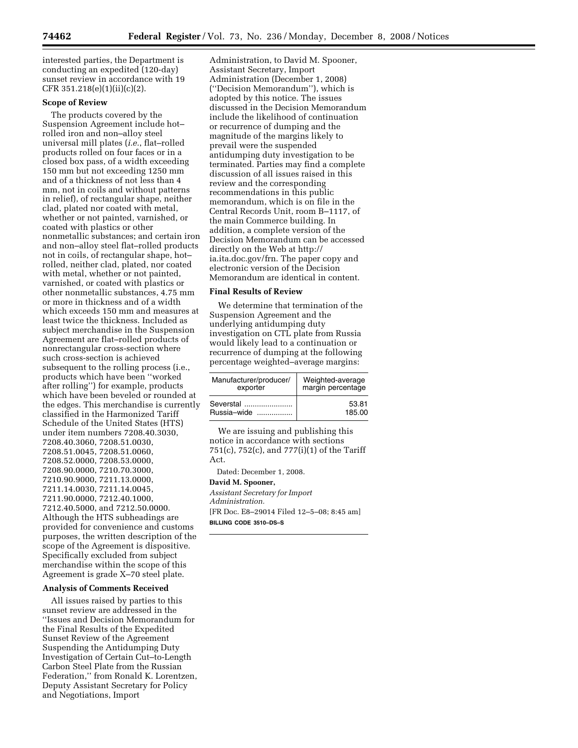interested parties, the Department is conducting an expedited (120-day) sunset review in accordance with 19 CFR 351.218(e)(1)(ii)(c)(2).

**Scope of Review**

The products covered by the Suspension Agreement include hot–rolled iron and non–alloy steel universal mill plates (*i.e.*, flat–rolled products rolled on four faces or in a closed box pass, of a width exceeding 150 mm but not exceeding 1250 mm and of a thickness of not less than 4 mm, not in coils and without patterns in relief), of rectangular shape, neither clad, plated nor coated with metal, whether or not painted, varnished, or coated with plastics or other nonmetallic substances; and certain iron and non–alloy steel flat–rolled products not in coils, of rectangular shape, hot–rolled, neither clad, plated, nor coated with metal, whether or not painted, varnished, or coated with plastics or other nonmetallic substances, 4.75 mm or more in thickness and of a width which exceeds 150 mm and measures at least twice the thickness. Included as subject merchandise in the Suspension Agreement are flat–rolled products of nonrectangular cross-section where such cross-section is achieved subsequent to the rolling process (i.e., products which have been ''worked after rolling'') for example, products which have been beveled or rounded at the edges. This merchandise is currently classified in the Harmonized Tariff Schedule of the United States (HTS) under item numbers 7208.40.3030, 7208.40.3060, 7208.51.0030, 7208.51.0045, 7208.51.0060, 7208.52.0000, 7208.53.0000, 7208.90.0000, 7210.70.3000, 7210.90.9000, 7211.13.0000, 7211.14.0030, 7211.14.0045, 7211.90.0000, 7212.40.1000, 7212.40.5000, and 7212.50.0000. Although the HTS subheadings are provided for convenience and customs purposes, the written description of the scope of the Agreement is dispositive. Specifically excluded from subject merchandise within the scope of this Agreement is grade X–70 steel plate.

**Analysis of Comments Received**

All issues raised by parties to this sunset review are addressed in the ''Issues and Decision Memorandum for the Final Results of the Expedited Sunset Review of the Agreement Suspending the Antidumping Duty Investigation of Certain Cut–to-Length Carbon Steel Plate from the Russian Federation,'' from Ronald K. Lorentzen, Deputy Assistant Secretary for Policy and Negotiations, Import Administration, to David M. Spooner, Assistant Secretary, Import Administration (December 1, 2008) (''Decision Memorandum''), which is adopted by this notice. The issues discussed in the Decision Memorandum include the likelihood of continuation or recurrence of dumping and the magnitude of the margins likely to prevail were the suspended antidumping duty investigation to be terminated. Parties may find a complete discussion of all issues raised in this review and the corresponding recommendations in this public memorandum, which is on file in the Central Records Unit, room B–1117, of the main Commerce building. In addition, a complete version of the Decision Memorandum can be accessed directly on the Web at http://ia.ita.doc.gov/frn. The paper copy and electronic version of the Decision Memorandum are identical in content.

**Final Results of Review**

We determine that termination of the Suspension Agreement and the underlying antidumping duty investigation on CTL plate from Russia would likely lead to a continuation or recurrence of dumping at the following percentage weighted–average margins:

| Manufacturer/producer/ exporter | Weighted-average margin percentage |
|---|---|
| Severstal | 53.81 |
| Russia–wide | 185.00 |

We are issuing and publishing this notice in accordance with sections 751(c), 752(c), and 777(i)(1) of the Tariff Act.

Dated: December 1, 2008.

**David M. Spooner,**

*Assistant Secretary for Import Administration.*

[FR Doc. E8–29014 Filed 12–5–08; 8:45 am]

**BILLING CODE 3510–DS–S**